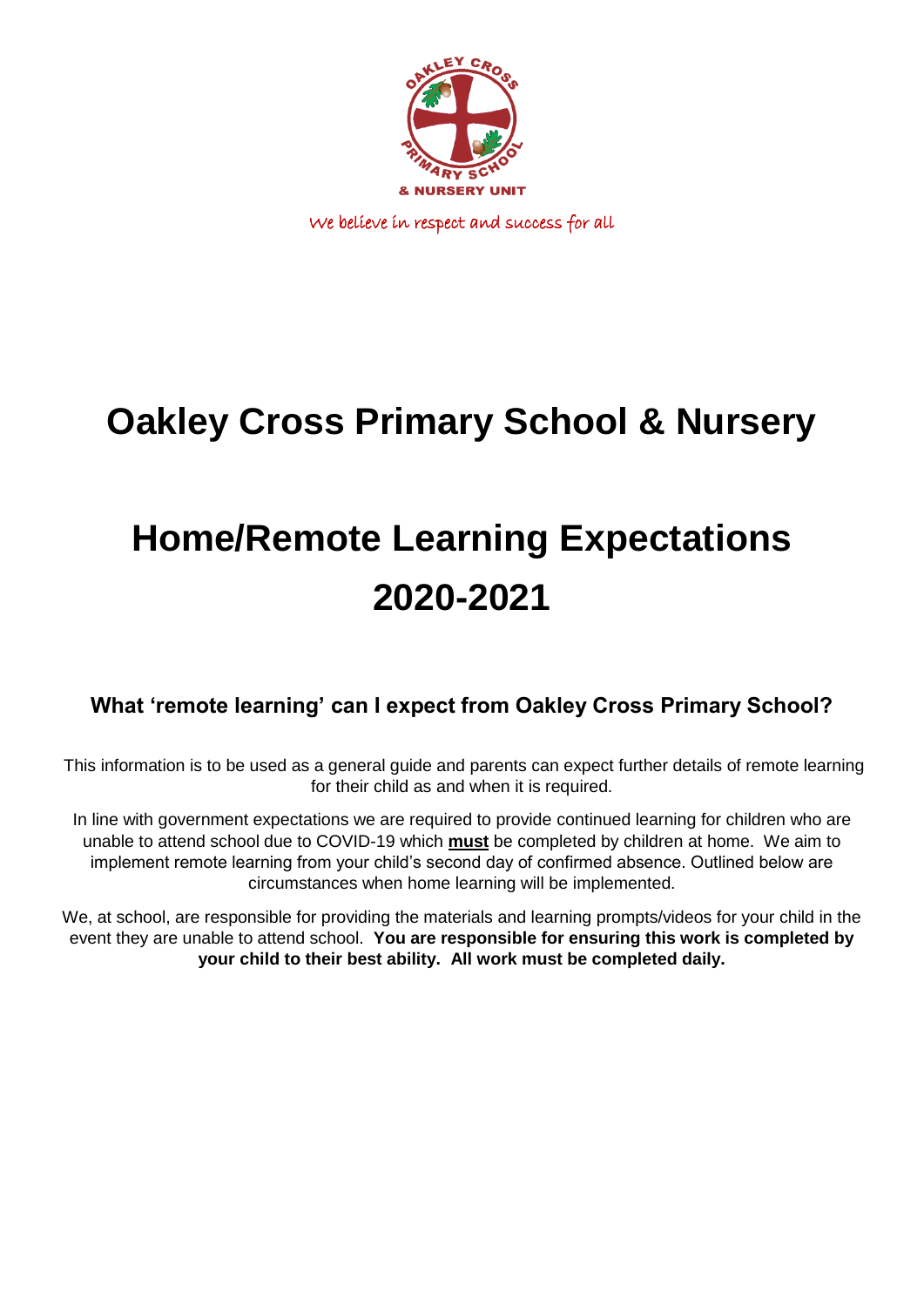We believe in respect and success for all

# Oakley Cross Primary School & Nursery

# Home/Remote Learning Expectations 2020-2021

### What 'remote learning' can I expect from Oakley Cross Primary School?

This information is to be used as a general guide and parents can expect further details of remote learning for their child as and when it is required.

In line with government expectations we are required to provide continued learning for children who are unable to attend school due to COVID-19 which **must** be completed by children at home. We aim to implement remote learning from your child's second day of confirmed absence. Outlined below are circumstances when home learning will be implemented.

We, at school, are responsible for providing the materials and learning prompts/videos for your child in the event they are unable to attend school. **You are responsible for ensuring this work is completed by your child to their best ability. All work must be completed daily.**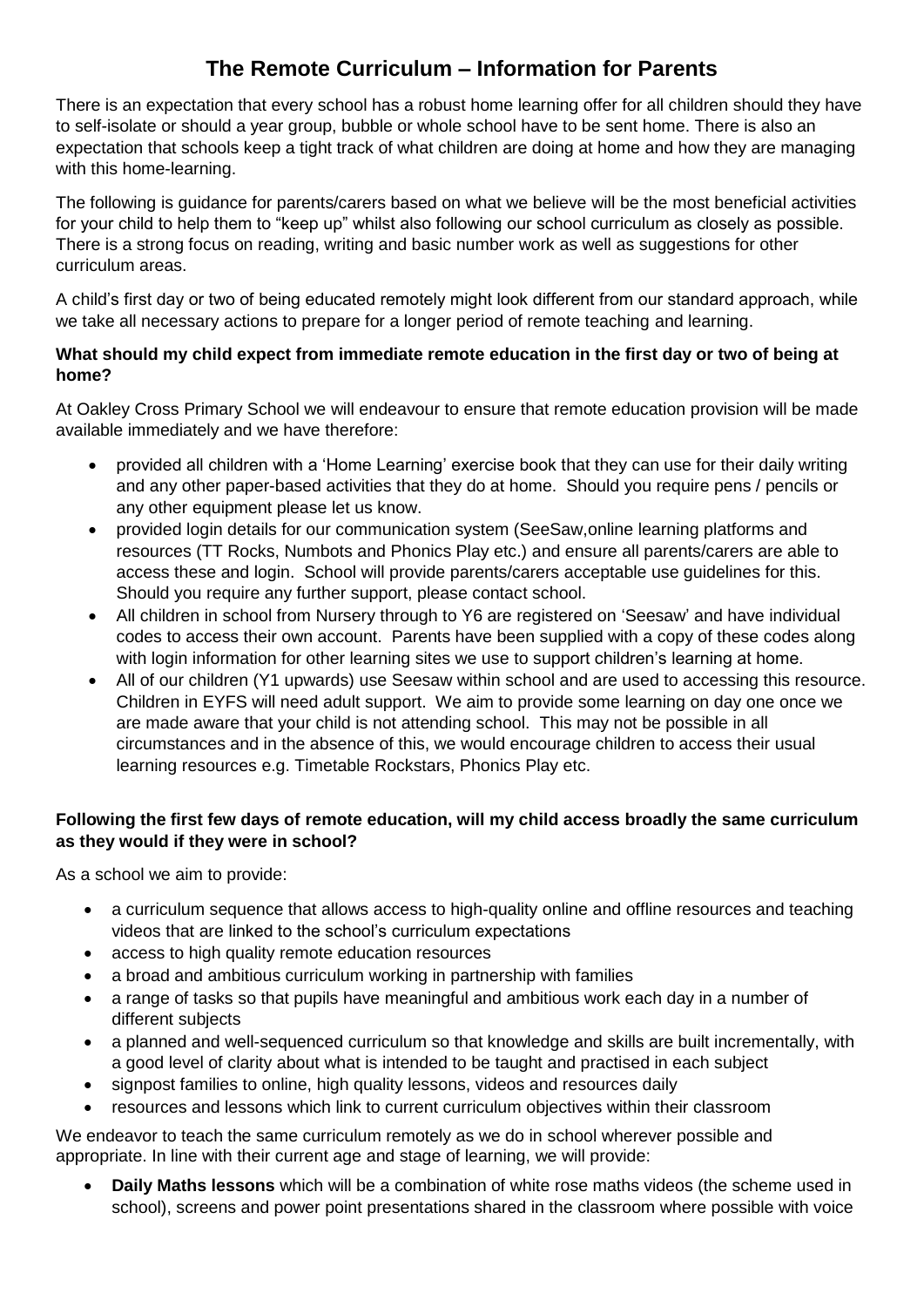# The Remote Curriculum – Information for Parents

There is an expectation that every school has a robust home learning offer for all children should they have to self-isolate or should a year group, bubble or whole school have to be sent home. There is also an expectation that schools keep a tight track of what children are doing at home and how they are managing with this home-learning.

The following is guidance for parents/carers based on what we believe will be the most beneficial activities for your child to help them to "keep up" whilst also following our school curriculum as closely as possible. There is a strong focus on reading, writing and basic number work as well as suggestions for other curriculum areas.

A child's first day or two of being educated remotely might look different from our standard approach, while we take all necessary actions to prepare for a longer period of remote teaching and learning.

**What should my child expect from immediate remote education in the first day or two of being at home?**

At Oakley Cross Primary School we will endeavour to ensure that remote education provision will be made available immediately and we have therefore:

- provided all children with a 'Home Learning' exercise book that they can use for their daily writing and any other paper-based activities that they do at home. Should you require pens / pencils or any other equipment please let us know.
- provided login details for our communication system (SeeSaw,online learning platforms and resources (TT Rocks, Numbots and Phonics Play etc.) and ensure all parents/carers are able to access these and login. School will provide parents/carers acceptable use guidelines for this. Should you require any further support, please contact school.
- All children in school from Nursery through to Y6 are registered on 'Seesaw' and have individual codes to access their own account. Parents have been supplied with a copy of these codes along with login information for other learning sites we use to support children's learning at home.
- All of our children (Y1 upwards) use Seesaw within school and are used to accessing this resource. Children in EYFS will need adult support. We aim to provide some learning on day one once we are made aware that your child is not attending school. This may not be possible in all circumstances and in the absence of this, we would encourage children to access their usual learning resources e.g. Timetable Rockstars, Phonics Play etc.

**Following the first few days of remote education, will my child access broadly the same curriculum as they would if they were in school?**

As a school we aim to provide:

- a curriculum sequence that allows access to high-quality online and offline resources and teaching videos that are linked to the school's curriculum expectations
- access to high quality remote education resources
- a broad and ambitious curriculum working in partnership with families
- a range of tasks so that pupils have meaningful and ambitious work each day in a number of different subjects
- a planned and well-sequenced curriculum so that knowledge and skills are built incrementally, with a good level of clarity about what is intended to be taught and practised in each subject
- signpost families to online, high quality lessons, videos and resources daily
- resources and lessons which link to current curriculum objectives within their classroom

We endeavor to teach the same curriculum remotely as we do in school wherever possible and appropriate. In line with their current age and stage of learning, we will provide:

- **Daily Maths lessons** which will be a combination of white rose maths videos (the scheme used in school), screens and power point presentations shared in the classroom where possible with voice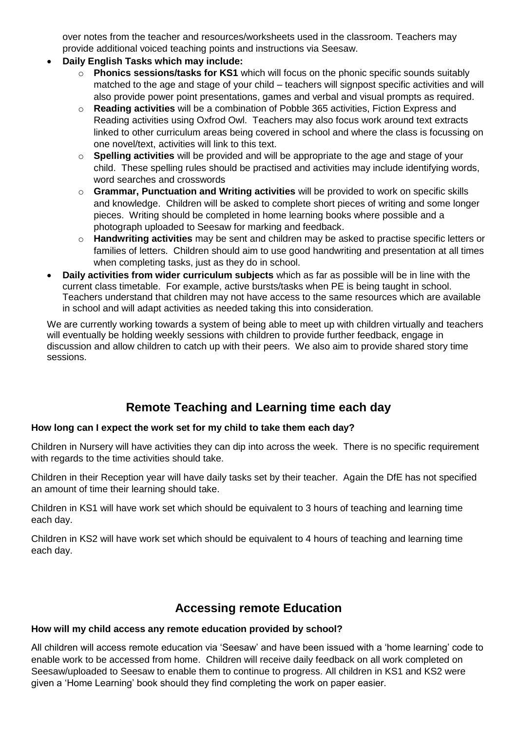over notes from the teacher and resources/worksheets used in the classroom. Teachers may provide additional voiced teaching points and instructions via Seesaw.

- **Daily English Tasks which may include:**
  - **Phonics sessions/tasks for KS1** which will focus on the phonic specific sounds suitably matched to the age and stage of your child – teachers will signpost specific activities and will also provide power point presentations, games and verbal and visual prompts as required.
  - **Reading activities** will be a combination of Pobble 365 activities, Fiction Express and Reading activities using Oxfrod Owl. Teachers may also focus work around text extracts linked to other curriculum areas being covered in school and where the class is focussing on one novel/text, activities will link to this text.
  - **Spelling activities** will be provided and will be appropriate to the age and stage of your child. These spelling rules should be practised and activities may include identifying words, word searches and crosswords
  - **Grammar, Punctuation and Writing activities** will be provided to work on specific skills and knowledge. Children will be asked to complete short pieces of writing and some longer pieces. Writing should be completed in home learning books where possible and a photograph uploaded to Seesaw for marking and feedback.
  - **Handwriting activities** may be sent and children may be asked to practise specific letters or families of letters. Children should aim to use good handwriting and presentation at all times when completing tasks, just as they do in school.
- **Daily activities from wider curriculum subjects** which as far as possible will be in line with the current class timetable. For example, active bursts/tasks when PE is being taught in school. Teachers understand that children may not have access to the same resources which are available in school and will adapt activities as needed taking this into consideration.

We are currently working towards a system of being able to meet up with children virtually and teachers will eventually be holding weekly sessions with children to provide further feedback, engage in discussion and allow children to catch up with their peers. We also aim to provide shared story time sessions.

## Remote Teaching and Learning time each day

**How long can I expect the work set for my child to take them each day?**

Children in Nursery will have activities they can dip into across the week. There is no specific requirement with regards to the time activities should take.

Children in their Reception year will have daily tasks set by their teacher. Again the DfE has not specified an amount of time their learning should take.

Children in KS1 will have work set which should be equivalent to 3 hours of teaching and learning time each day.

Children in KS2 will have work set which should be equivalent to 4 hours of teaching and learning time each day.

## Accessing remote Education

**How will my child access any remote education provided by school?**

All children will access remote education via 'Seesaw' and have been issued with a 'home learning' code to enable work to be accessed from home. Children will receive daily feedback on all work completed on Seesaw/uploaded to Seesaw to enable them to continue to progress. All children in KS1 and KS2 were given a 'Home Learning' book should they find completing the work on paper easier.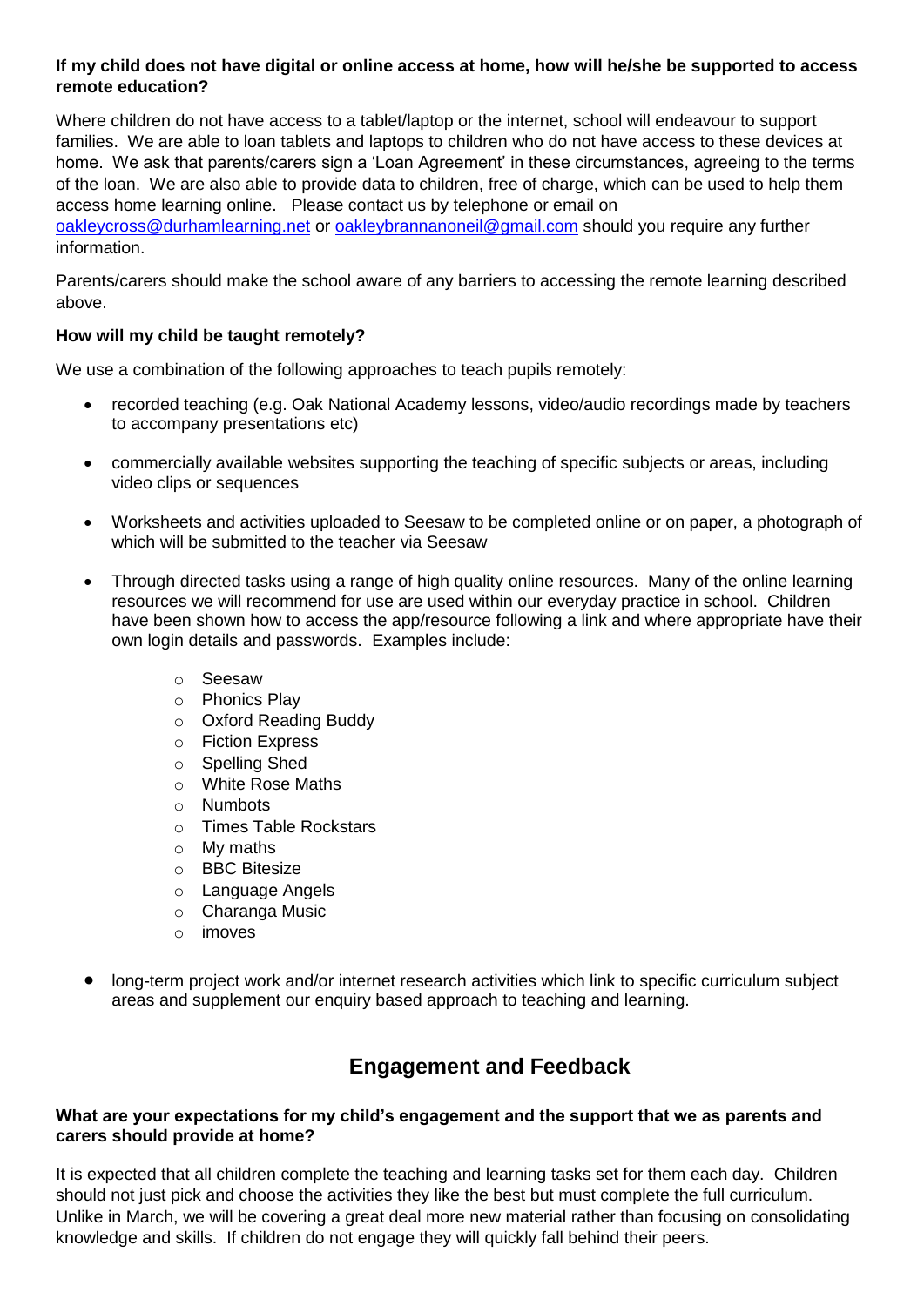**If my child does not have digital or online access at home, how will he/she be supported to access remote education?**

Where children do not have access to a tablet/laptop or the internet, school will endeavour to support families. We are able to loan tablets and laptops to children who do not have access to these devices at home. We ask that parents/carers sign a 'Loan Agreement' in these circumstances, agreeing to the terms of the loan. We are also able to provide data to children, free of charge, which can be used to help them access home learning online. Please contact us by telephone or email on oakleycross@durhamlearning.net or oakleybrannanoneil@gmail.com should you require any further information.

Parents/carers should make the school aware of any barriers to accessing the remote learning described above.

**How will my child be taught remotely?**

We use a combination of the following approaches to teach pupils remotely:

- recorded teaching (e.g. Oak National Academy lessons, video/audio recordings made by teachers to accompany presentations etc)
- commercially available websites supporting the teaching of specific subjects or areas, including video clips or sequences
- Worksheets and activities uploaded to Seesaw to be completed online or on paper, a photograph of which will be submitted to the teacher via Seesaw
- Through directed tasks using a range of high quality online resources. Many of the online learning resources we will recommend for use are used within our everyday practice in school. Children have been shown how to access the app/resource following a link and where appropriate have their own login details and passwords. Examples include:
  - Seesaw
  - Phonics Play
  - Oxford Reading Buddy
  - Fiction Express
  - Spelling Shed
  - White Rose Maths
  - Numbots
  - Times Table Rockstars
  - My maths
  - BBC Bitesize
  - Language Angels
  - Charanga Music
  - imoves
- long-term project work and/or internet research activities which link to specific curriculum subject areas and supplement our enquiry based approach to teaching and learning.

## Engagement and Feedback

**What are your expectations for my child's engagement and the support that we as parents and carers should provide at home?**

It is expected that all children complete the teaching and learning tasks set for them each day. Children should not just pick and choose the activities they like the best but must complete the full curriculum. Unlike in March, we will be covering a great deal more new material rather than focusing on consolidating knowledge and skills. If children do not engage they will quickly fall behind their peers.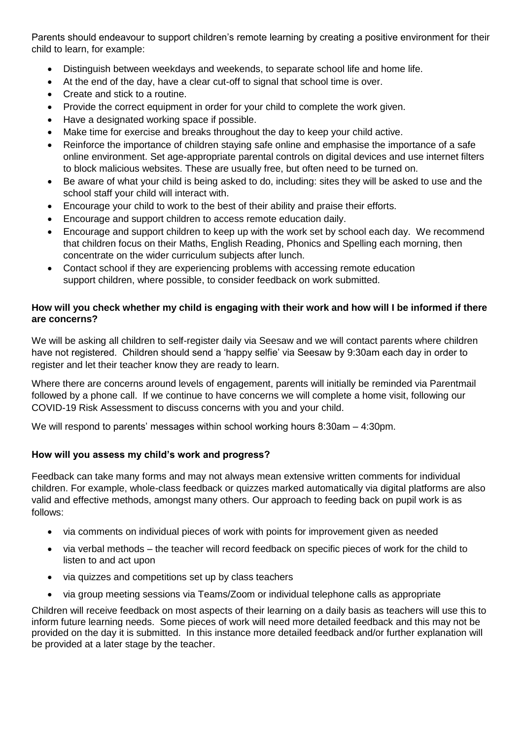Parents should endeavour to support children's remote learning by creating a positive environment for their child to learn, for example:

- Distinguish between weekdays and weekends, to separate school life and home life.
- At the end of the day, have a clear cut-off to signal that school time is over.
- Create and stick to a routine.
- Provide the correct equipment in order for your child to complete the work given.
- Have a designated working space if possible.
- Make time for exercise and breaks throughout the day to keep your child active.
- Reinforce the importance of children staying safe online and emphasise the importance of a safe online environment. Set age-appropriate parental controls on digital devices and use internet filters to block malicious websites. These are usually free, but often need to be turned on.
- Be aware of what your child is being asked to do, including: sites they will be asked to use and the school staff your child will interact with.
- Encourage your child to work to the best of their ability and praise their efforts.
- Encourage and support children to access remote education daily.
- Encourage and support children to keep up with the work set by school each day. We recommend that children focus on their Maths, English Reading, Phonics and Spelling each morning, then concentrate on the wider curriculum subjects after lunch.
- Contact school if they are experiencing problems with accessing remote education support children, where possible, to consider feedback on work submitted.

**How will you check whether my child is engaging with their work and how will I be informed if there are concerns?**

We will be asking all children to self-register daily via Seesaw and we will contact parents where children have not registered. Children should send a 'happy selfie' via Seesaw by 9:30am each day in order to register and let their teacher know they are ready to learn.

Where there are concerns around levels of engagement, parents will initially be reminded via Parentmail followed by a phone call. If we continue to have concerns we will complete a home visit, following our COVID-19 Risk Assessment to discuss concerns with you and your child.

We will respond to parents' messages within school working hours 8:30am – 4:30pm.

**How will you assess my child's work and progress?**

Feedback can take many forms and may not always mean extensive written comments for individual children. For example, whole-class feedback or quizzes marked automatically via digital platforms are also valid and effective methods, amongst many others. Our approach to feeding back on pupil work is as follows:

- via comments on individual pieces of work with points for improvement given as needed
- via verbal methods – the teacher will record feedback on specific pieces of work for the child to listen to and act upon
- via quizzes and competitions set up by class teachers
- via group meeting sessions via Teams/Zoom or individual telephone calls as appropriate

Children will receive feedback on most aspects of their learning on a daily basis as teachers will use this to inform future learning needs. Some pieces of work will need more detailed feedback and this may not be provided on the day it is submitted. In this instance more detailed feedback and/or further explanation will be provided at a later stage by the teacher.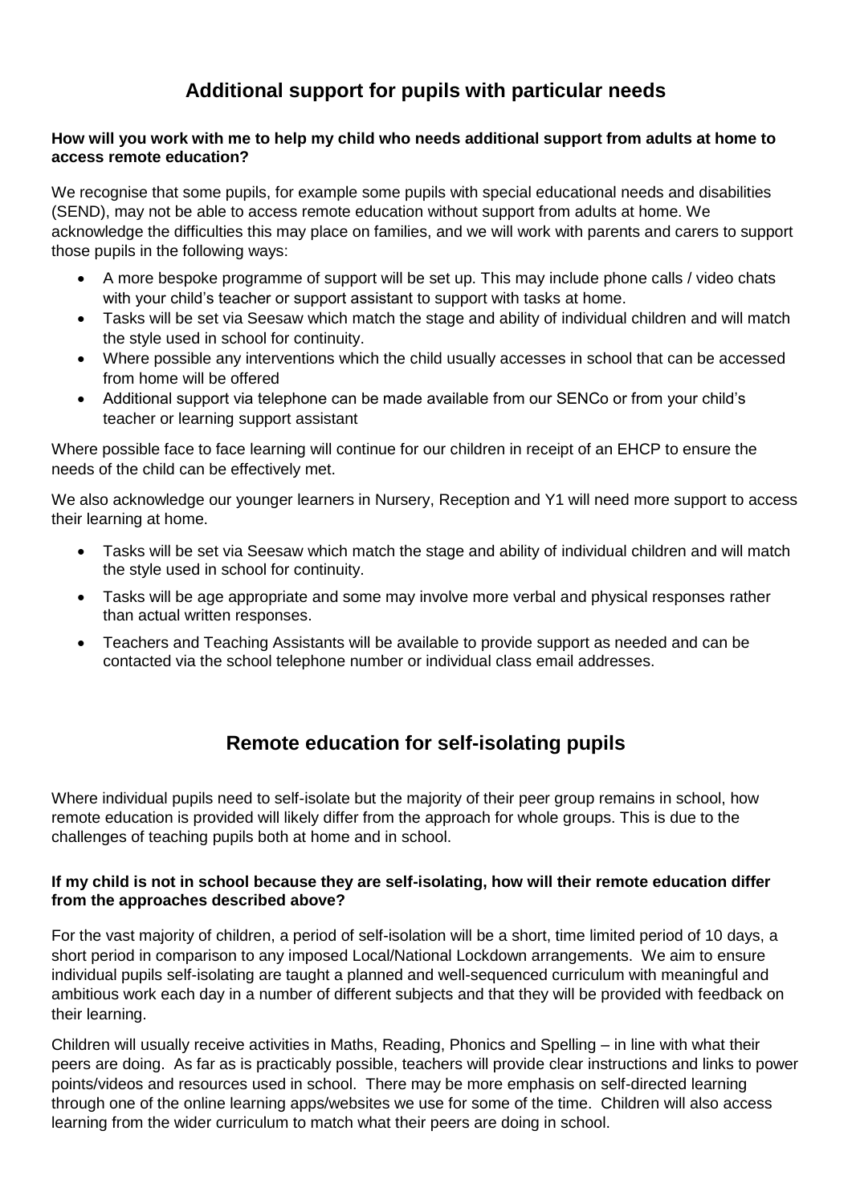## Additional support for pupils with particular needs

**How will you work with me to help my child who needs additional support from adults at home to access remote education?**

We recognise that some pupils, for example some pupils with special educational needs and disabilities (SEND), may not be able to access remote education without support from adults at home. We acknowledge the difficulties this may place on families, and we will work with parents and carers to support those pupils in the following ways:

- A more bespoke programme of support will be set up. This may include phone calls / video chats with your child's teacher or support assistant to support with tasks at home.
- Tasks will be set via Seesaw which match the stage and ability of individual children and will match the style used in school for continuity.
- Where possible any interventions which the child usually accesses in school that can be accessed from home will be offered
- Additional support via telephone can be made available from our SENCo or from your child's teacher or learning support assistant

Where possible face to face learning will continue for our children in receipt of an EHCP to ensure the needs of the child can be effectively met.

We also acknowledge our younger learners in Nursery, Reception and Y1 will need more support to access their learning at home.

- Tasks will be set via Seesaw which match the stage and ability of individual children and will match the style used in school for continuity.
- Tasks will be age appropriate and some may involve more verbal and physical responses rather than actual written responses.
- Teachers and Teaching Assistants will be available to provide support as needed and can be contacted via the school telephone number or individual class email addresses.

## Remote education for self-isolating pupils

Where individual pupils need to self-isolate but the majority of their peer group remains in school, how remote education is provided will likely differ from the approach for whole groups. This is due to the challenges of teaching pupils both at home and in school.

**If my child is not in school because they are self-isolating, how will their remote education differ from the approaches described above?**

For the vast majority of children, a period of self-isolation will be a short, time limited period of 10 days, a short period in comparison to any imposed Local/National Lockdown arrangements. We aim to ensure individual pupils self-isolating are taught a planned and well-sequenced curriculum with meaningful and ambitious work each day in a number of different subjects and that they will be provided with feedback on their learning.

Children will usually receive activities in Maths, Reading, Phonics and Spelling – in line with what their peers are doing. As far as is practicably possible, teachers will provide clear instructions and links to power points/videos and resources used in school. There may be more emphasis on self-directed learning through one of the online learning apps/websites we use for some of the time. Children will also access learning from the wider curriculum to match what their peers are doing in school.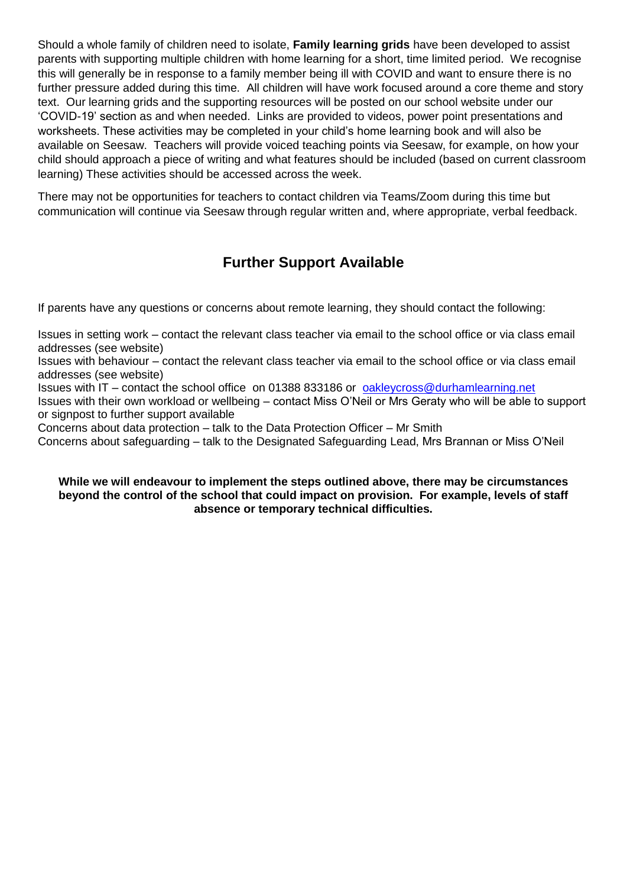Should a whole family of children need to isolate, **Family learning grids** have been developed to assist parents with supporting multiple children with home learning for a short, time limited period. We recognise this will generally be in response to a family member being ill with COVID and want to ensure there is no further pressure added during this time. All children will have work focused around a core theme and story text. Our learning grids and the supporting resources will be posted on our school website under our 'COVID-19' section as and when needed. Links are provided to videos, power point presentations and worksheets. These activities may be completed in your child's home learning book and will also be available on Seesaw. Teachers will provide voiced teaching points via Seesaw, for example, on how your child should approach a piece of writing and what features should be included (based on current classroom learning) These activities should be accessed across the week.

There may not be opportunities for teachers to contact children via Teams/Zoom during this time but communication will continue via Seesaw through regular written and, where appropriate, verbal feedback.

## Further Support Available

If parents have any questions or concerns about remote learning, they should contact the following:

Issues in setting work – contact the relevant class teacher via email to the school office or via class email addresses (see website)
Issues with behaviour – contact the relevant class teacher via email to the school office or via class email addresses (see website)
Issues with IT – contact the school office on 01388 833186 or oakleycross@durhamlearning.net
Issues with their own workload or wellbeing – contact Miss O'Neil or Mrs Geraty who will be able to support or signpost to further support available
Concerns about data protection – talk to the Data Protection Officer – Mr Smith
Concerns about safeguarding – talk to the Designated Safeguarding Lead, Mrs Brannan or Miss O'Neil

**While we will endeavour to implement the steps outlined above, there may be circumstances beyond the control of the school that could impact on provision. For example, levels of staff absence or temporary technical difficulties.**